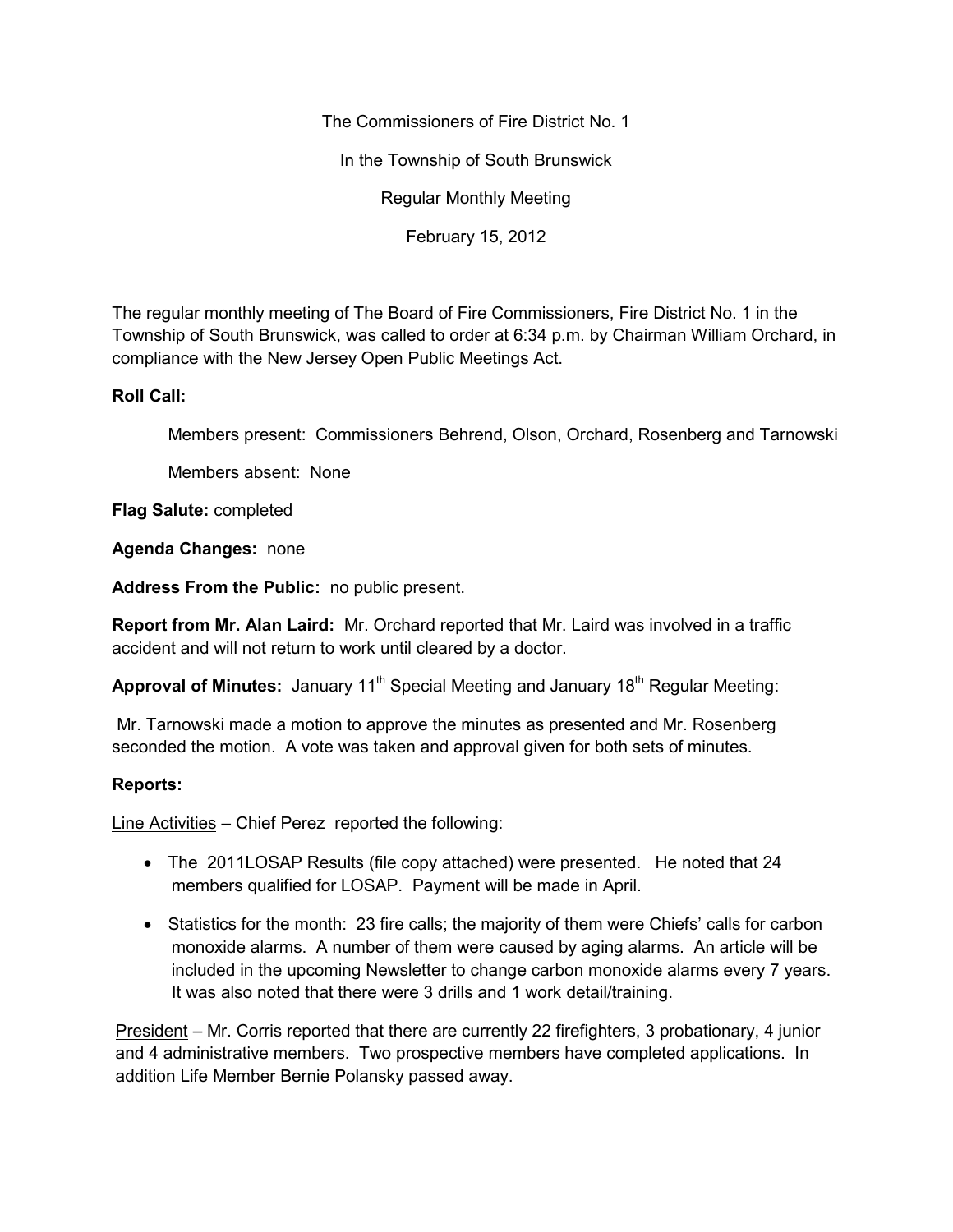The Commissioners of Fire District No. 1

In the Township of South Brunswick

Regular Monthly Meeting

February 15, 2012

The regular monthly meeting of The Board of Fire Commissioners, Fire District No. 1 in the Township of South Brunswick, was called to order at 6:34 p.m. by Chairman William Orchard, in compliance with the New Jersey Open Public Meetings Act.

**Roll Call:**

Members present: Commissioners Behrend, Olson, Orchard, Rosenberg and Tarnowski

Members absent: None

**Flag Salute:** completed

**Agenda Changes:** none

**Address From the Public:** no public present.

**Report from Mr. Alan Laird:** Mr. Orchard reported that Mr. Laird was involved in a traffic accident and will not return to work until cleared by a doctor.

**Approval of Minutes:** January 11th Special Meeting and January 18th Regular Meeting:

Mr. Tarnowski made a motion to approve the minutes as presented and Mr. Rosenberg seconded the motion. A vote was taken and approval given for both sets of minutes.

**Reports:**

Line Activities – Chief Perez reported the following:

- The 2011LOSAP Results (file copy attached) were presented. He noted that 24 members qualified for LOSAP. Payment will be made in April.
- Statistics for the month: 23 fire calls; the majority of them were Chiefs' calls for carbon monoxide alarms. A number of them were caused by aging alarms. An article will be included in the upcoming Newsletter to change carbon monoxide alarms every 7 years. It was also noted that there were 3 drills and 1 work detail/training.

President – Mr. Corris reported that there are currently 22 firefighters, 3 probationary, 4 junior and 4 administrative members. Two prospective members have completed applications. In addition Life Member Bernie Polansky passed away.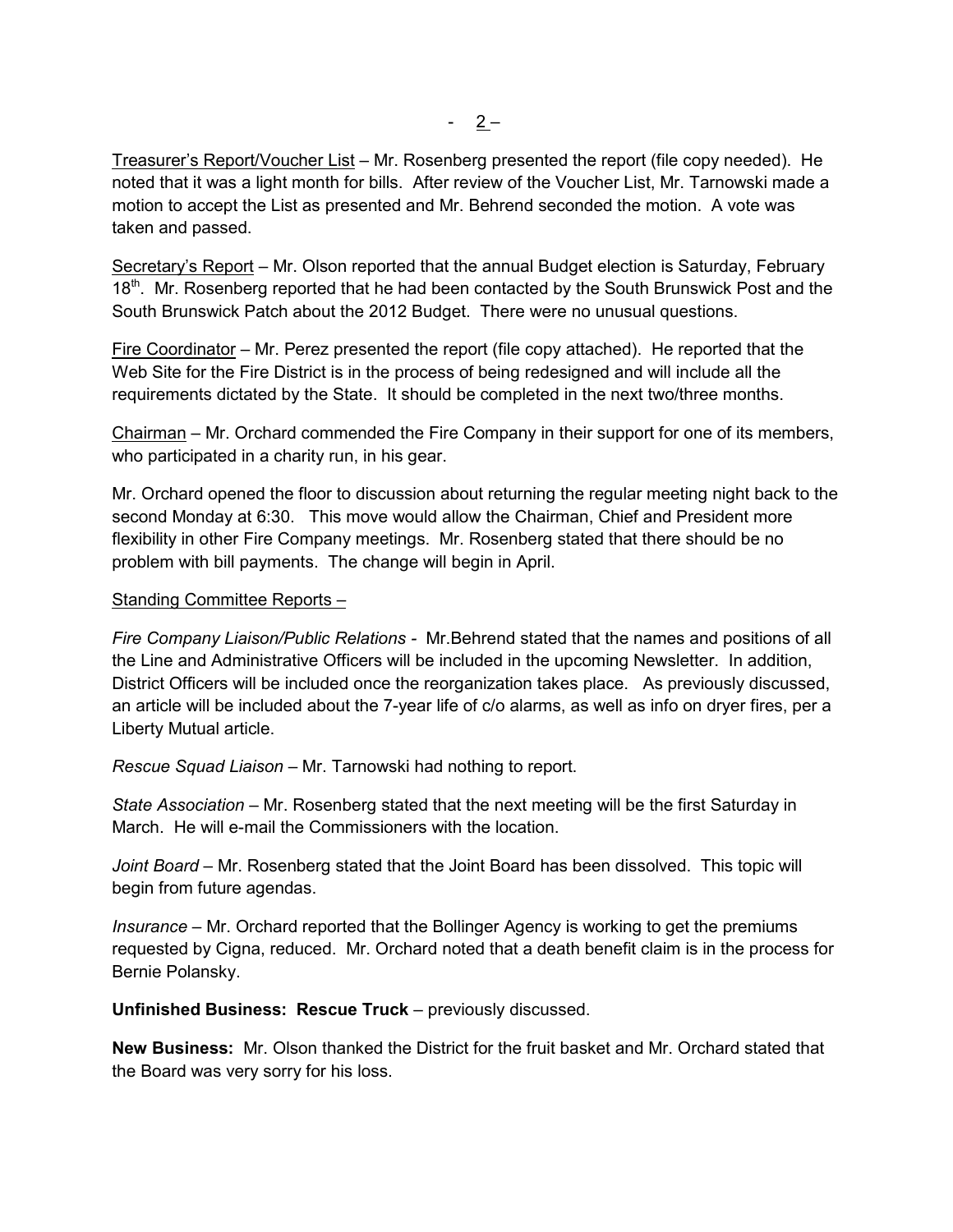Treasurer's Report/Voucher List – Mr. Rosenberg presented the report (file copy needed). He noted that it was a light month for bills. After review of the Voucher List, Mr. Tarnowski made a motion to accept the List as presented and Mr. Behrend seconded the motion. A vote was taken and passed.

Secretary's Report – Mr. Olson reported that the annual Budget election is Saturday, February 18th. Mr. Rosenberg reported that he had been contacted by the South Brunswick Post and the South Brunswick Patch about the 2012 Budget. There were no unusual questions.

Fire Coordinator – Mr. Perez presented the report (file copy attached). He reported that the Web Site for the Fire District is in the process of being redesigned and will include all the requirements dictated by the State. It should be completed in the next two/three months.

Chairman – Mr. Orchard commended the Fire Company in their support for one of its members, who participated in a charity run, in his gear.

Mr. Orchard opened the floor to discussion about returning the regular meeting night back to the second Monday at 6:30. This move would allow the Chairman, Chief and President more flexibility in other Fire Company meetings. Mr. Rosenberg stated that there should be no problem with bill payments. The change will begin in April.

Standing Committee Reports –

*Fire Company Liaison/Public Relations* - Mr.Behrend stated that the names and positions of all the Line and Administrative Officers will be included in the upcoming Newsletter. In addition, District Officers will be included once the reorganization takes place. As previously discussed, an article will be included about the 7-year life of c/o alarms, as well as info on dryer fires, per a Liberty Mutual article.

*Rescue Squad Liaison* – Mr. Tarnowski had nothing to report.

*State Association* – Mr. Rosenberg stated that the next meeting will be the first Saturday in March. He will e-mail the Commissioners with the location.

*Joint Board* – Mr. Rosenberg stated that the Joint Board has been dissolved. This topic will begin from future agendas.

*Insurance* – Mr. Orchard reported that the Bollinger Agency is working to get the premiums requested by Cigna, reduced. Mr. Orchard noted that a death benefit claim is in the process for Bernie Polansky.

**Unfinished Business: Rescue Truck** – previously discussed.

**New Business:** Mr. Olson thanked the District for the fruit basket and Mr. Orchard stated that the Board was very sorry for his loss.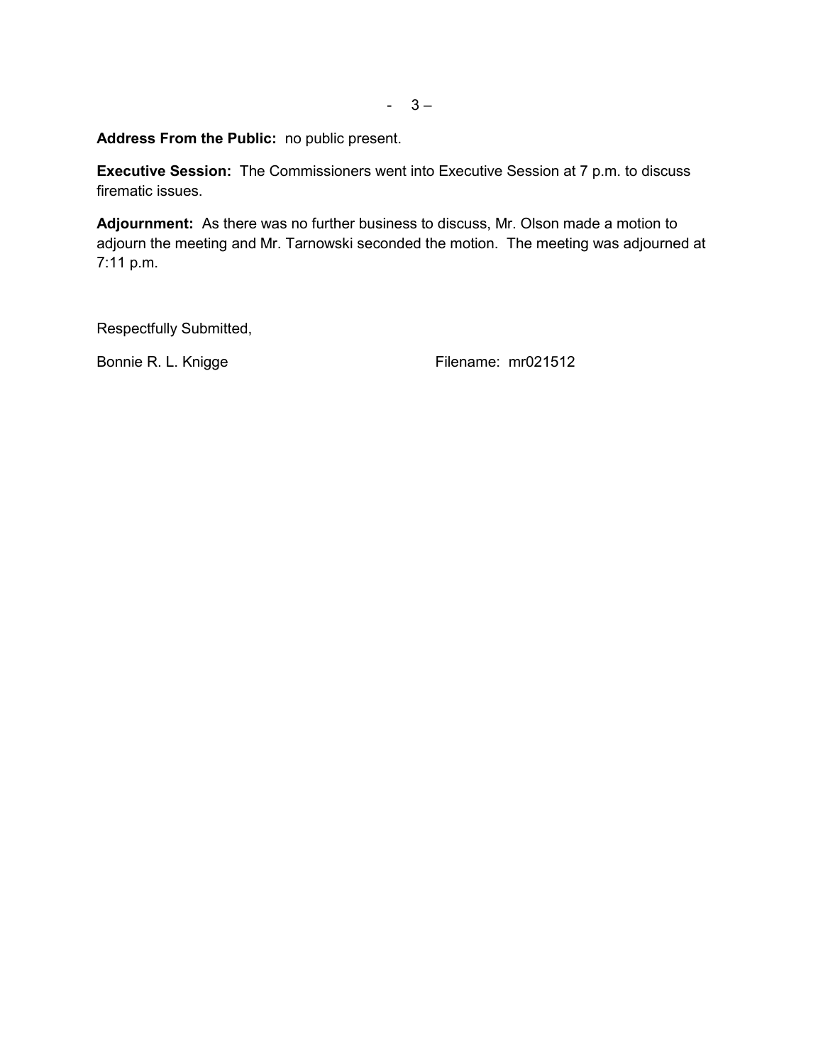**Address From the Public:** no public present.

**Executive Session:** The Commissioners went into Executive Session at 7 p.m. to discuss firematic issues.

**Adjournment:** As there was no further business to discuss, Mr. Olson made a motion to adjourn the meeting and Mr. Tarnowski seconded the motion. The meeting was adjourned at 7:11 p.m.

Respectfully Submitted,

Bonnie R. L. Knigge

Filename: mr021512